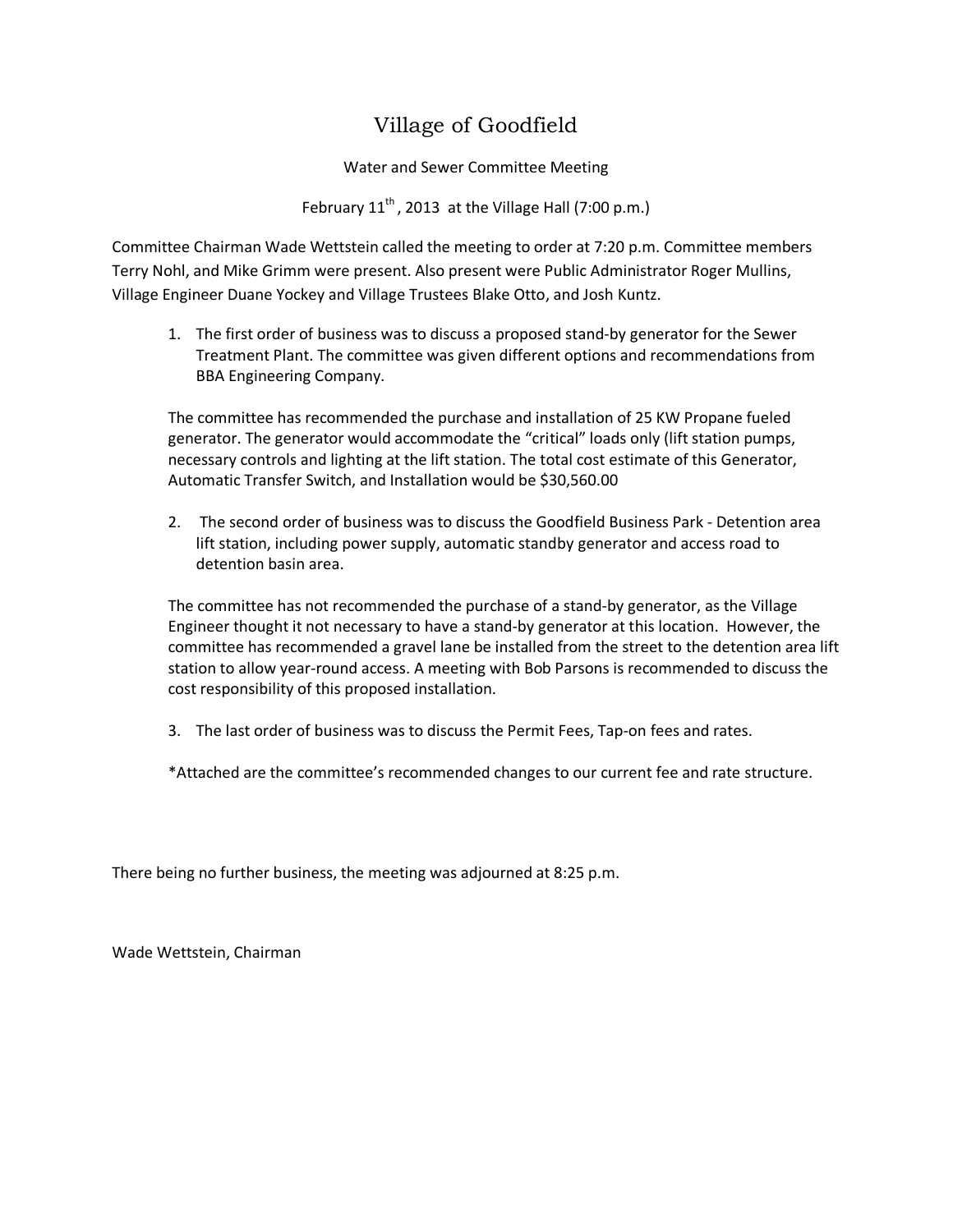# Village of Goodfield

Water and Sewer Committee Meeting

February 11th, 2013 at the Village Hall (7:00 p.m.)

Committee Chairman Wade Wettstein called the meeting to order at 7:20 p.m. Committee members Terry Nohl, and Mike Grimm were present. Also present were Public Administrator Roger Mullins, Village Engineer Duane Yockey and Village Trustees Blake Otto, and Josh Kuntz.

1. The first order of business was to discuss a proposed stand-by generator for the Sewer Treatment Plant. The committee was given different options and recommendations from BBA Engineering Company.

The committee has recommended the purchase and installation of 25 KW Propane fueled generator. The generator would accommodate the "critical" loads only (lift station pumps, necessary controls and lighting at the lift station. The total cost estimate of this Generator, Automatic Transfer Switch, and Installation would be $30,560.00

2. The second order of business was to discuss the Goodfield Business Park - Detention area lift station, including power supply, automatic standby generator and access road to detention basin area.

The committee has not recommended the purchase of a stand-by generator, as the Village Engineer thought it not necessary to have a stand-by generator at this location. However, the committee has recommended a gravel lane be installed from the street to the detention area lift station to allow year-round access. A meeting with Bob Parsons is recommended to discuss the cost responsibility of this proposed installation.

3. The last order of business was to discuss the Permit Fees, Tap-on fees and rates.

*Attached are the committee's recommended changes to our current fee and rate structure.

There being no further business, the meeting was adjourned at 8:25 p.m.

Wade Wettstein, Chairman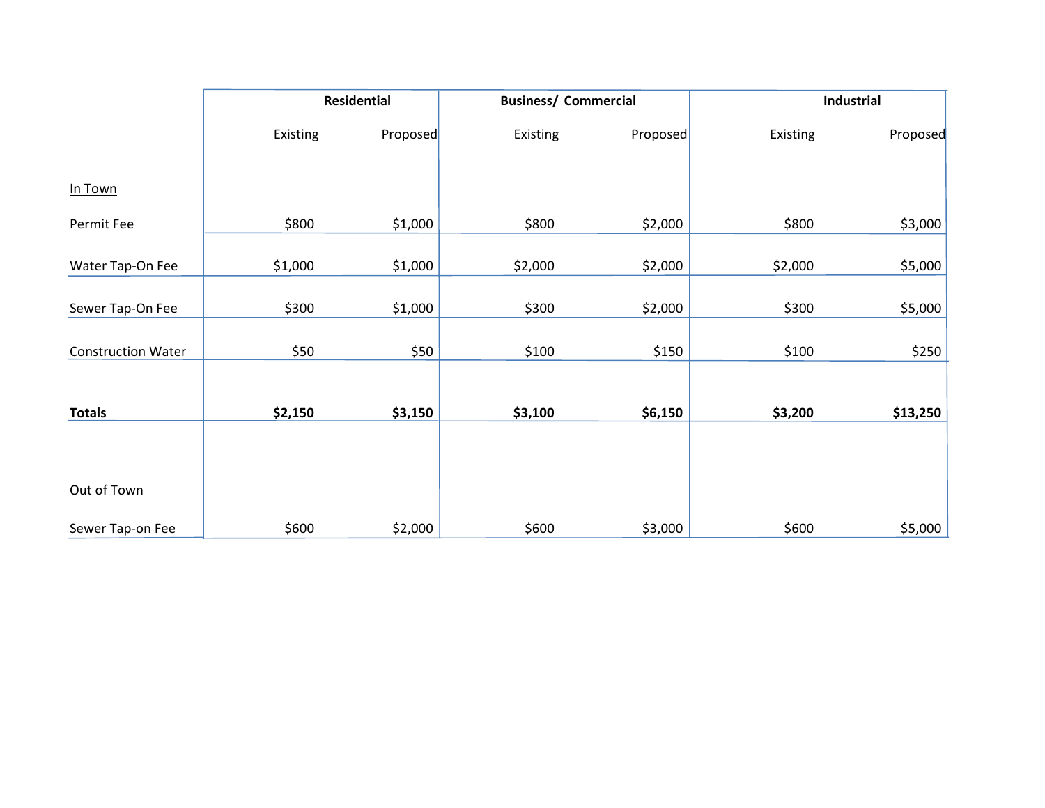| | Residential | | Business/ Commercial | | Industrial | |
|---|---|---|---|---|---|---|
| | Existing | Proposed | Existing | Proposed | Existing | Proposed |
| In Town | | | | | | |
| Permit Fee | $800 | $1,000 | $800 | $2,000 | $800 | $3,000 |
| Water Tap-On Fee | $1,000 | $1,000 | $2,000 | $2,000 | $2,000 | $5,000 |
| Sewer Tap-On Fee | $300 | $1,000 | $300 | $2,000 | $300 | $5,000 |
| Construction Water | $50 | $50 | $100 | $150 | $100 | $250 |
| **Totals** | **$2,150** | **$3,150** | **$3,100** | **$6,150** | **$3,200** | **$13,250** |
| Out of Town | | | | | | |
| Sewer Tap-on Fee | $600 | $2,000 | $600 | $3,000 | $600 | $5,000 |